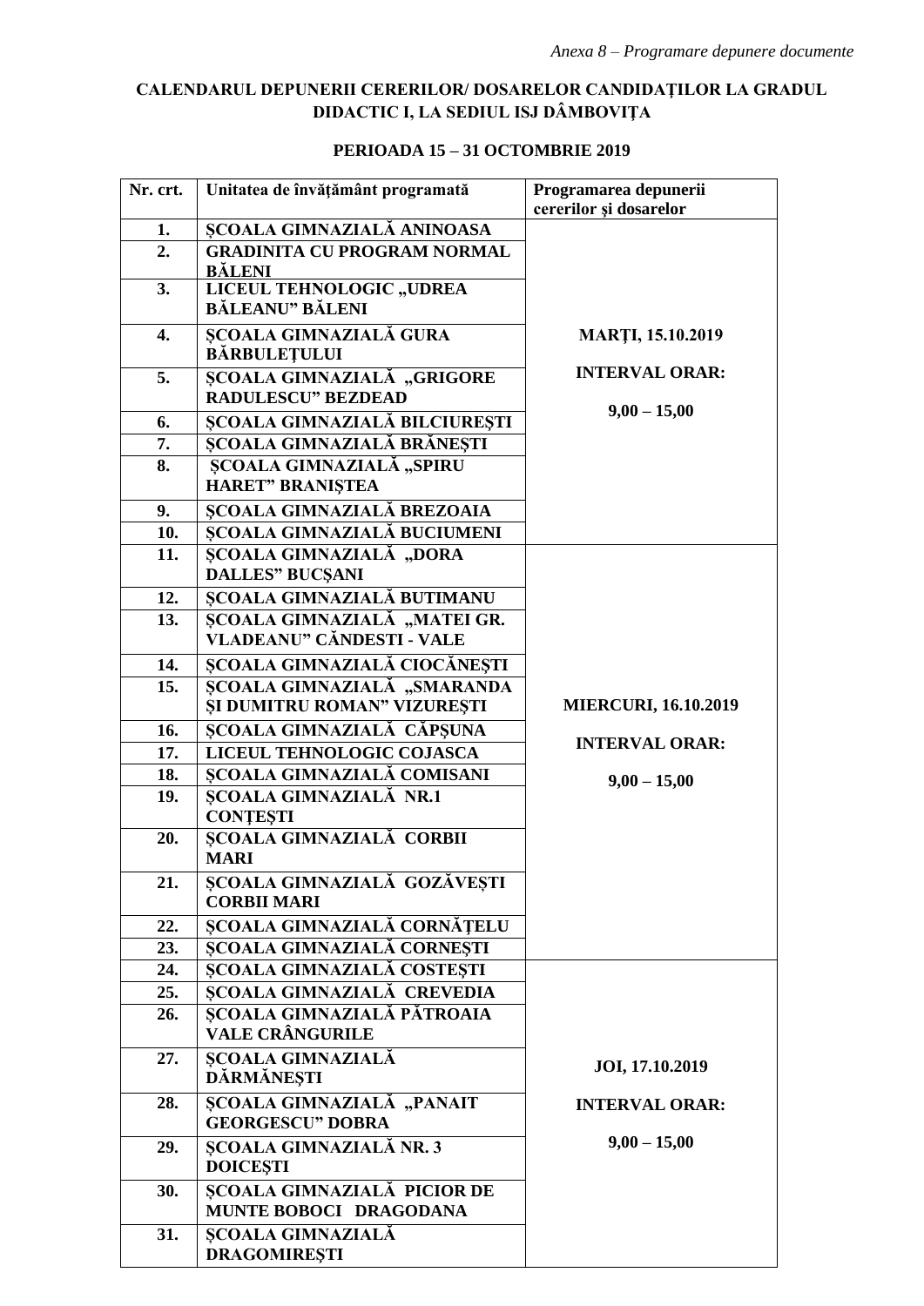*Anexa 8 – Programare depunere documente*

**CALENDARUL DEPUNERII CERERILOR/ DOSARELOR CANDIDAȚILOR LA GRADUL DIDACTIC I, LA SEDIUL ISJ DÂMBOVIȚA**

**PERIOADA 15 – 31 OCTOMBRIE 2019**

| Nr. crt. | Unitatea de învățământ programată | Programarea depunerii cererilor și dosarelor |
|---|---|---|
| 1. | ȘCOALA GIMNAZIALĂ ANINOASA | MARȚI, 15.10.2019<br><br>INTERVAL ORAR:<br><br>9,00 – 15,00 |
| 2. | GRADINITA CU PROGRAM NORMAL BĂLENI | |
| 3. | LICEUL TEHNOLOGIC „UDREA BĂLEANU" BĂLENI | |
| 4. | ȘCOALA GIMNAZIALĂ GURA BĂRBULEȚULUI | |
| 5. | ȘCOALA GIMNAZIALĂ „GRIGORE RADULESCU" BEZDEAD | |
| 6. | ȘCOALA GIMNAZIALĂ BILCIUREȘTI | |
| 7. | ȘCOALA GIMNAZIALĂ BRĂNEȘTI | |
| 8. | ȘCOALA GIMNAZIALĂ „SPIRU HARET" BRANIȘTEA | |
| 9. | ȘCOALA GIMNAZIALĂ BREZOAIA | |
| 10. | ȘCOALA GIMNAZIALĂ BUCIUMENI | |
| 11. | ȘCOALA GIMNAZIALĂ „DORA DALLES" BUCȘANI | MIERCURI, 16.10.2019<br><br>INTERVAL ORAR:<br><br>9,00 – 15,00 |
| 12. | ȘCOALA GIMNAZIALĂ BUTIMANU | |
| 13. | ȘCOALA GIMNAZIALĂ „MATEI GR. VLADEANU" CĂNDESTI - VALE | |
| 14. | ȘCOALA GIMNAZIALĂ CIOCĂNEȘTI | |
| 15. | ȘCOALA GIMNAZIALĂ „SMARANDA ȘI DUMITRU ROMAN" VIZUREȘTI | |
| 16. | ȘCOALA GIMNAZIALĂ CĂPȘUNA | |
| 17. | LICEUL TEHNOLOGIC COJASCA | |
| 18. | ȘCOALA GIMNAZIALĂ COMISANI | |
| 19. | ȘCOALA GIMNAZIALĂ NR.1 CONȚEȘTI | |
| 20. | ȘCOALA GIMNAZIALĂ CORBII MARI | |
| 21. | ȘCOALA GIMNAZIALĂ GOZĂVEȘTI CORBII MARI | |
| 22. | ȘCOALA GIMNAZIALĂ CORNĂȚELU | |
| 23. | ȘCOALA GIMNAZIALĂ CORNEȘTI | |
| 24. | ȘCOALA GIMNAZIALĂ COSTEȘTI | JOI, 17.10.2019<br><br>INTERVAL ORAR:<br><br>9,00 – 15,00 |
| 25. | ȘCOALA GIMNAZIALĂ CREVEDIA | |
| 26. | ȘCOALA GIMNAZIALĂ PĂTROAIA VALE CRÂNGURILE | |
| 27. | ȘCOALA GIMNAZIALĂ DĂRMĂNEȘTI | |
| 28. | ȘCOALA GIMNAZIALĂ „PANAIT GEORGESCU" DOBRA | |
| 29. | ȘCOALA GIMNAZIALĂ NR. 3 DOICEȘTI | |
| 30. | ȘCOALA GIMNAZIALĂ PICIOR DE MUNTE BOBOCI DRAGODANA | |
| 31. | ȘCOALA GIMNAZIALĂ DRAGOMIREȘTI | |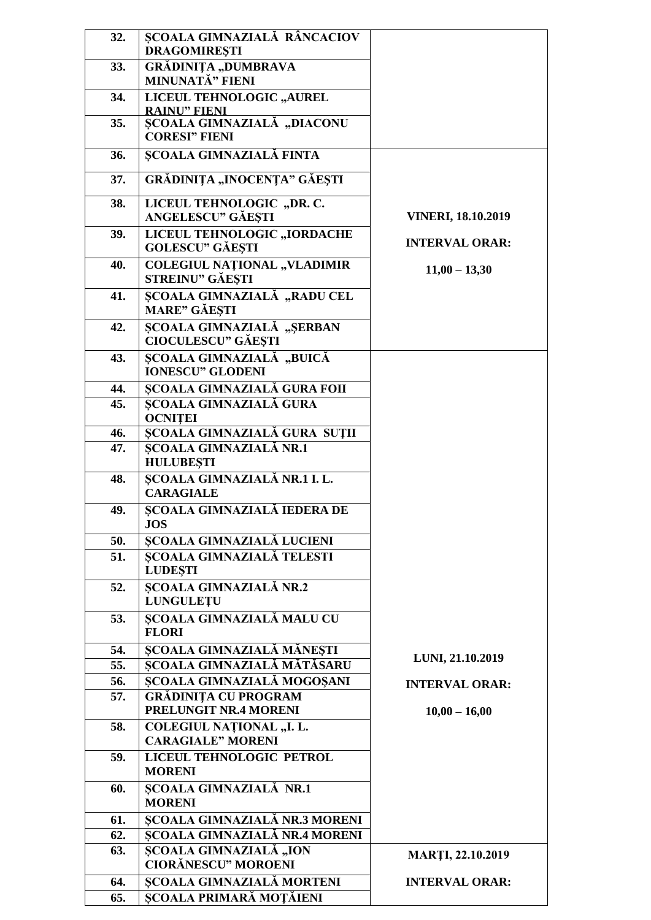| 32. | ȘCOALA GIMNAZIALĂ RÂNCACIOV DRAGOMIREȘTI | |
|---|---|---|
| 33. | GRĂDINIȚA „DUMBRAVA MINUNATĂ” FIENI | |
| 34. | LICEUL TEHNOLOGIC „AUREL RAINU” FIENI | |
| 35. | ȘCOALA GIMNAZIALĂ „DIACONU CORESI” FIENI | |
| 36. | ȘCOALA GIMNAZIALĂ FINTA | **VINERI, 18.10.2019** **INTERVAL ORAR:** **11,00 – 13,30** |
| 37. | GRĂDINIȚA „INOCENȚA” GĂEȘTI | |
| 38. | LICEUL TEHNOLOGIC „DR. C. ANGELESCU” GĂEȘTI | |
| 39. | LICEUL TEHNOLOGIC „IORDACHE GOLESCU” GĂEȘTI | |
| 40. | COLEGIUL NAȚIONAL „VLADIMIR STREINU” GĂEȘTI | |
| 41. | ȘCOALA GIMNAZIALĂ „RADU CEL MARE” GĂEȘTI | |
| 42. | ȘCOALA GIMNAZIALĂ „ȘERBAN CIOCULESCU” GĂEȘTI | |
| 43. | ȘCOALA GIMNAZIALĂ „BUICĂ IONESCU” GLODENI | **LUNI, 21.10.2019** **INTERVAL ORAR:** **10,00 – 16,00** |
| 44. | ȘCOALA GIMNAZIALĂ GURA FOII | |
| 45. | ȘCOALA GIMNAZIALĂ GURA OCNIȚEI | |
| 46. | ȘCOALA GIMNAZIALĂ GURA SUȚII | |
| 47. | ȘCOALA GIMNAZIALĂ NR.1 HULUBEȘTI | |
| 48. | ȘCOALA GIMNAZIALĂ NR.1 I. L. CARAGIALE | |
| 49. | ȘCOALA GIMNAZIALĂ IEDERA DE JOS | |
| 50. | ȘCOALA GIMNAZIALĂ LUCIENI | |
| 51. | ȘCOALA GIMNAZIALĂ TELESTI LUDEȘTI | |
| 52. | ȘCOALA GIMNAZIALĂ NR.2 LUNGULEȚU | |
| 53. | ȘCOALA GIMNAZIALĂ MALU CU FLORI | |
| 54. | ȘCOALA GIMNAZIALĂ MĂNEȘTI | |
| 55. | ȘCOALA GIMNAZIALĂ MĂTĂSARU | |
| 56. | ȘCOALA GIMNAZIALĂ MOGOȘANI | |
| 57. | GRĂDINIȚA CU PROGRAM PRELUNGIT NR.4 MORENI | |
| 58. | COLEGIUL NAȚIONAL „I. L. CARAGIALE” MORENI | |
| 59. | LICEUL TEHNOLOGIC PETROL MORENI | |
| 60. | ȘCOALA GIMNAZIALĂ NR.1 MORENI | |
| 61. | ȘCOALA GIMNAZIALĂ NR.3 MORENI | |
| 62. | ȘCOALA GIMNAZIALĂ NR.4 MORENI | |
| 63. | ȘCOALA GIMNAZIALĂ „ION CIORĂNESCU” MOROENI | **MARȚI, 22.10.2019** **INTERVAL ORAR:** |
| 64. | ȘCOALA GIMNAZIALĂ MORTENI | |
| 65. | ȘCOALA PRIMARĂ MOȚĂIENI | |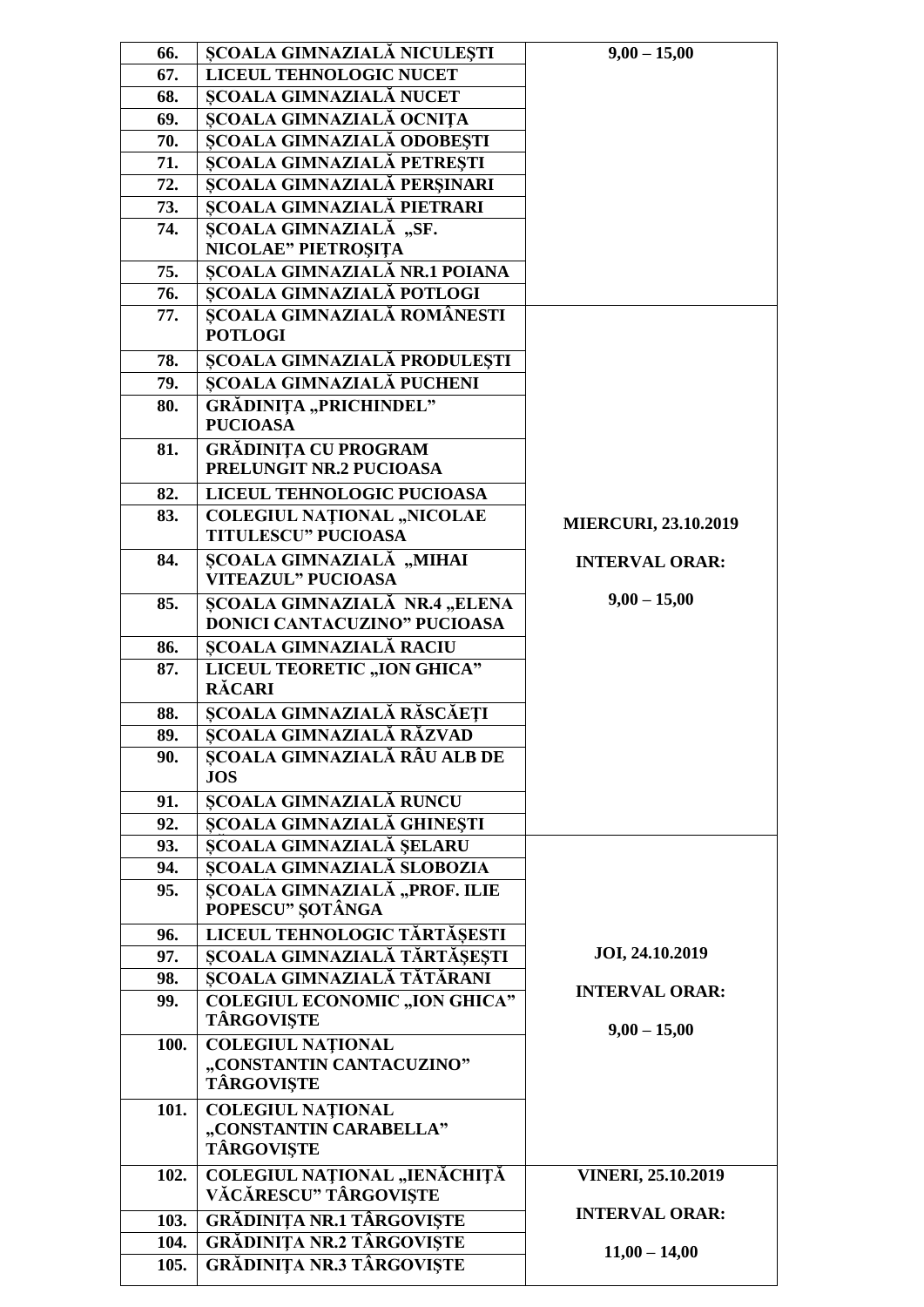| 66. | ȘCOALA GIMNAZIALĂ NICULEȘTI | 9,00 – 15,00 |
|---|---|---|
| 67. | LICEUL TEHNOLOGIC NUCET | |
| 68. | ȘCOALA GIMNAZIALĂ NUCET | |
| 69. | ȘCOALA GIMNAZIALĂ OCNIȚA | |
| 70. | ȘCOALA GIMNAZIALĂ ODOBEȘTI | |
| 71. | ȘCOALA GIMNAZIALĂ PETREȘTI | |
| 72. | ȘCOALA GIMNAZIALĂ PERȘINARI | |
| 73. | ȘCOALA GIMNAZIALĂ PIETRARI | |
| 74. | ȘCOALA GIMNAZIALĂ „SF. NICOLAE" PIETROȘIȚA | |
| 75. | ȘCOALA GIMNAZIALĂ NR.1 POIANA | |
| 76. | ȘCOALA GIMNAZIALĂ POTLOGI | |
| 77. | ȘCOALA GIMNAZIALĂ ROMÂNESTI POTLOGI | MIERCURI, 23.10.2019<br><br>INTERVAL ORAR:<br><br>9,00 – 15,00 |
| 78. | ȘCOALA GIMNAZIALĂ PRODULEȘTI | |
| 79. | ȘCOALA GIMNAZIALĂ PUCHENI | |
| 80. | GRĂDINIȚA „PRICHINDEL" PUCIOASA | |
| 81. | GRĂDINIȚA CU PROGRAM PRELUNGIT NR.2 PUCIOASA | |
| 82. | LICEUL TEHNOLOGIC PUCIOASA | |
| 83. | COLEGIUL NAȚIONAL „NICOLAE TITULESCU" PUCIOASA | |
| 84. | ȘCOALA GIMNAZIALĂ „MIHAI VITEAZUL" PUCIOASA | |
| 85. | ȘCOALA GIMNAZIALĂ NR.4 „ELENA DONICI CANTACUZINO" PUCIOASA | |
| 86. | ȘCOALA GIMNAZIALĂ RACIU | |
| 87. | LICEUL TEORETIC „ION GHICA" RĂCARI | |
| 88. | ȘCOALA GIMNAZIALĂ RĂSCĂEȚI | |
| 89. | ȘCOALA GIMNAZIALĂ RĂZVAD | |
| 90. | ȘCOALA GIMNAZIALĂ RÂU ALB DE JOS | |
| 91. | ȘCOALA GIMNAZIALĂ RUNCU | |
| 92. | ȘCOALA GIMNAZIALĂ GHINEȘTI | |
| 93. | ȘCOALA GIMNAZIALĂ ȘELARU | JOI, 24.10.2019<br><br>INTERVAL ORAR:<br><br>9,00 – 15,00 |
| 94. | ȘCOALA GIMNAZIALĂ SLOBOZIA | |
| 95. | ȘCOALA GIMNAZIALĂ „PROF. ILIE POPESCU" ȘOTÂNGA | |
| 96. | LICEUL TEHNOLOGIC TĂRTĂȘESTI | |
| 97. | ȘCOALA GIMNAZIALĂ TĂRTĂȘEȘTI | |
| 98. | ȘCOALA GIMNAZIALĂ TĂTĂRANI | |
| 99. | COLEGIUL ECONOMIC „ION GHICA" TÂRGOVIȘTE | |
| 100. | COLEGIUL NAȚIONAL „CONSTANTIN CANTACUZINO" TÂRGOVIȘTE | |
| 101. | COLEGIUL NAȚIONAL „CONSTANTIN CARABELLA" TÂRGOVIȘTE | |
| 102. | COLEGIUL NAȚIONAL „IENĂCHIȚĂ VĂCĂRESCU" TÂRGOVIȘTE | VINERI, 25.10.2019<br><br>INTERVAL ORAR:<br><br>11,00 – 14,00 |
| 103. | GRĂDINIȚA NR.1 TÂRGOVIȘTE | |
| 104. | GRĂDINIȚA NR.2 TÂRGOVIȘTE | |
| 105. | GRĂDINIȚA NR.3 TÂRGOVIȘTE | |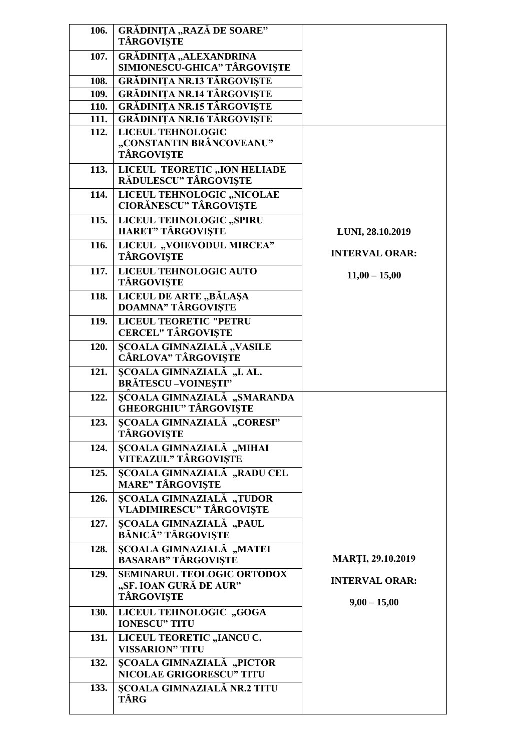| | | |
|---|---|---|
| **106.** | **GRĂDINIȚA „RAZĂ DE SOARE” TÂRGOVIȘTE** | |
| **107.** | **GRĂDINIȚA „ALEXANDRINA SIMIONESCU-GHICA” TÂRGOVIȘTE** | |
| **108.** | **GRĂDINIȚA NR.13 TÂRGOVIȘTE** | |
| **109.** | **GRĂDINIȚA NR.14 TÂRGOVIȘTE** | |
| **110.** | **GRĂDINIȚA NR.15 TÂRGOVIȘTE** | |
| **111.** | **GRĂDINIȚA NR.16 TÂRGOVIȘTE** | |
| **112.** | **LICEUL TEHNOLOGIC „CONSTANTIN BRÂNCOVEANU” TÂRGOVIȘTE** | **LUNI, 28.10.2019**<br>**INTERVAL ORAR:**<br>**11,00 – 15,00** |
| **113.** | **LICEUL TEORETIC „ION HELIADE RĂDULESCU” TÂRGOVIȘTE** | |
| **114.** | **LICEUL TEHNOLOGIC „NICOLAE CIORĂNESCU” TÂRGOVIȘTE** | |
| **115.** | **LICEUL TEHNOLOGIC „SPIRU HARET” TÂRGOVIȘTE** | |
| **116.** | **LICEUL „VOIEVODUL MIRCEA” TÂRGOVIȘTE** | |
| **117.** | **LICEUL TEHNOLOGIC AUTO TÂRGOVIȘTE** | |
| **118.** | **LICEUL DE ARTE „BĂLAȘA DOAMNA” TÂRGOVIȘTE** | |
| **119.** | **LICEUL TEORETIC "PETRU CERCEL" TÂRGOVIȘTE** | |
| **120.** | **ȘCOALA GIMNAZIALĂ „VASILE CÂRLOVA” TÂRGOVIȘTE** | |
| **121.** | **ȘCOALA GIMNAZIALĂ „I. AL. BRĂTESCU –VOINEȘTI”** | |
| **122.** | **ȘCOALA GIMNAZIALĂ „SMARANDA GHEORGHIU” TÂRGOVIȘTE** | **MARȚI, 29.10.2019**<br>**INTERVAL ORAR:**<br>**9,00 – 15,00** |
| **123.** | **ȘCOALA GIMNAZIALĂ „CORESI” TÂRGOVIȘTE** | |
| **124.** | **ȘCOALA GIMNAZIALĂ „MIHAI VITEAZUL” TÂRGOVIȘTE** | |
| **125.** | **ȘCOALA GIMNAZIALĂ „RADU CEL MARE” TÂRGOVIȘTE** | |
| **126.** | **ȘCOALA GIMNAZIALĂ „TUDOR VLADIMIRESCU” TÂRGOVIȘTE** | |
| **127.** | **ȘCOALA GIMNAZIALĂ „PAUL BĂNICĂ” TÂRGOVIȘTE** | |
| **128.** | **ȘCOALA GIMNAZIALĂ „MATEI BASARAB” TÂRGOVIȘTE** | |
| **129.** | **SEMINARUL TEOLOGIC ORTODOX „SF. IOAN GURĂ DE AUR” TÂRGOVIȘTE** | |
| **130.** | **LICEUL TEHNOLOGIC „GOGA IONESCU” TITU** | |
| **131.** | **LICEUL TEORETIC „IANCU C. VISSARION” TITU** | |
| **132.** | **ȘCOALA GIMNAZIALĂ „PICTOR NICOLAE GRIGORESCU” TITU** | |
| **133.** | **ȘCOALA GIMNAZIALĂ NR.2 TITU TÂRG** | |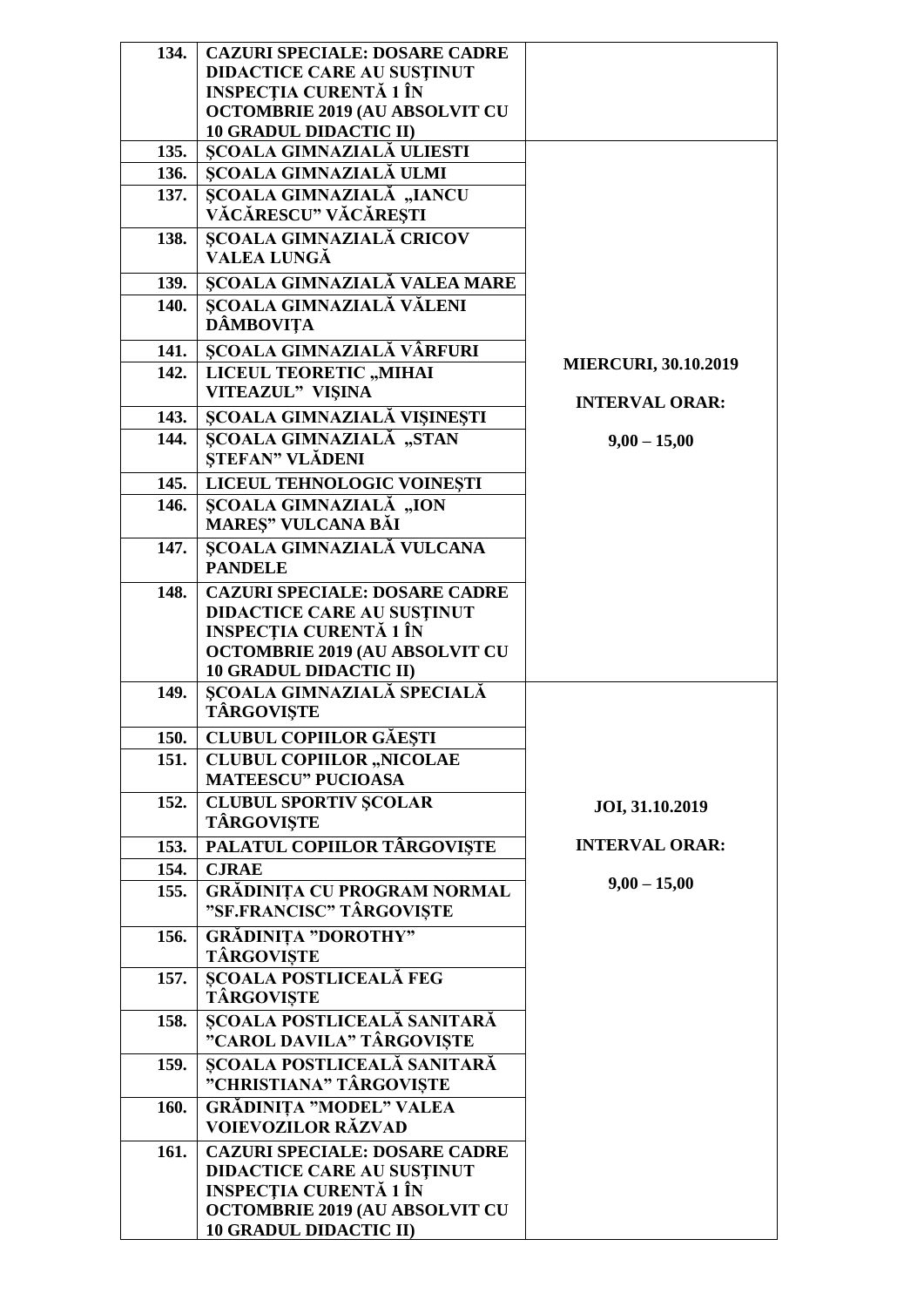| | | |
|---|---|---|
| 134. | CAZURI SPECIALE: DOSARE CADRE DIDACTICE CARE AU SUSȚINUT INSPECȚIA CURENTĂ 1 ÎN OCTOMBRIE 2019 (AU ABSOLVIT CU 10 GRADUL DIDACTIC II) | |
| 135. | ȘCOALA GIMNAZIALĂ ULIESTI | MIERCURI, 30.10.2019<br><br>INTERVAL ORAR:<br><br>9,00 – 15,00 |
| 136. | ȘCOALA GIMNAZIALĂ ULMI | |
| 137. | ȘCOALA GIMNAZIALĂ „IANCU VĂCĂRESCU" VĂCĂREȘTI | |
| 138. | ȘCOALA GIMNAZIALĂ CRICOV VALEA LUNGĂ | |
| 139. | ȘCOALA GIMNAZIALĂ VALEA MARE | |
| 140. | ȘCOALA GIMNAZIALĂ VĂLENI DÂMBOVIȚA | |
| 141. | ȘCOALA GIMNAZIALĂ VÂRFURI | |
| 142. | LICEUL TEORETIC „MIHAI VITEAZUL" VIȘINA | |
| 143. | ȘCOALA GIMNAZIALĂ VIȘINEȘTI | |
| 144. | ȘCOALA GIMNAZIALĂ „STAN ȘTEFAN" VLĂDENI | |
| 145. | LICEUL TEHNOLOGIC VOINEȘTI | |
| 146. | ȘCOALA GIMNAZIALĂ „ION MAREȘ" VULCANA BĂI | |
| 147. | ȘCOALA GIMNAZIALĂ VULCANA PANDELE | |
| 148. | CAZURI SPECIALE: DOSARE CADRE DIDACTICE CARE AU SUSȚINUT INSPECȚIA CURENTĂ 1 ÎN OCTOMBRIE 2019 (AU ABSOLVIT CU 10 GRADUL DIDACTIC II) | |
| 149. | ȘCOALA GIMNAZIALĂ SPECIALĂ TÂRGOVIȘTE | JOI, 31.10.2019<br><br>INTERVAL ORAR:<br><br>9,00 – 15,00 |
| 150. | CLUBUL COPIILOR GĂEȘTI | |
| 151. | CLUBUL COPIILOR „NICOLAE MATEESCU" PUCIOASA | |
| 152. | CLUBUL SPORTIV ȘCOLAR TÂRGOVIȘTE | |
| 153. | PALATUL COPIILOR TÂRGOVIȘTE | |
| 154. | CJRAE | |
| 155. | GRĂDINIȚA CU PROGRAM NORMAL "SF.FRANCISC" TÂRGOVIȘTE | |
| 156. | GRĂDINIȚA "DOROTHY" TÂRGOVIȘTE | |
| 157. | ȘCOALA POSTLICEALĂ FEG TÂRGOVIȘTE | |
| 158. | ȘCOALA POSTLICEALĂ SANITARĂ "CAROL DAVILA" TÂRGOVIȘTE | |
| 159. | ȘCOALA POSTLICEALĂ SANITARĂ "CHRISTIANA" TÂRGOVIȘTE | |
| 160. | GRĂDINIȚA "MODEL" VALEA VOIEVOZILOR RĂZVAD | |
| 161. | CAZURI SPECIALE: DOSARE CADRE DIDACTICE CARE AU SUSȚINUT INSPECȚIA CURENTĂ 1 ÎN OCTOMBRIE 2019 (AU ABSOLVIT CU 10 GRADUL DIDACTIC II) | |